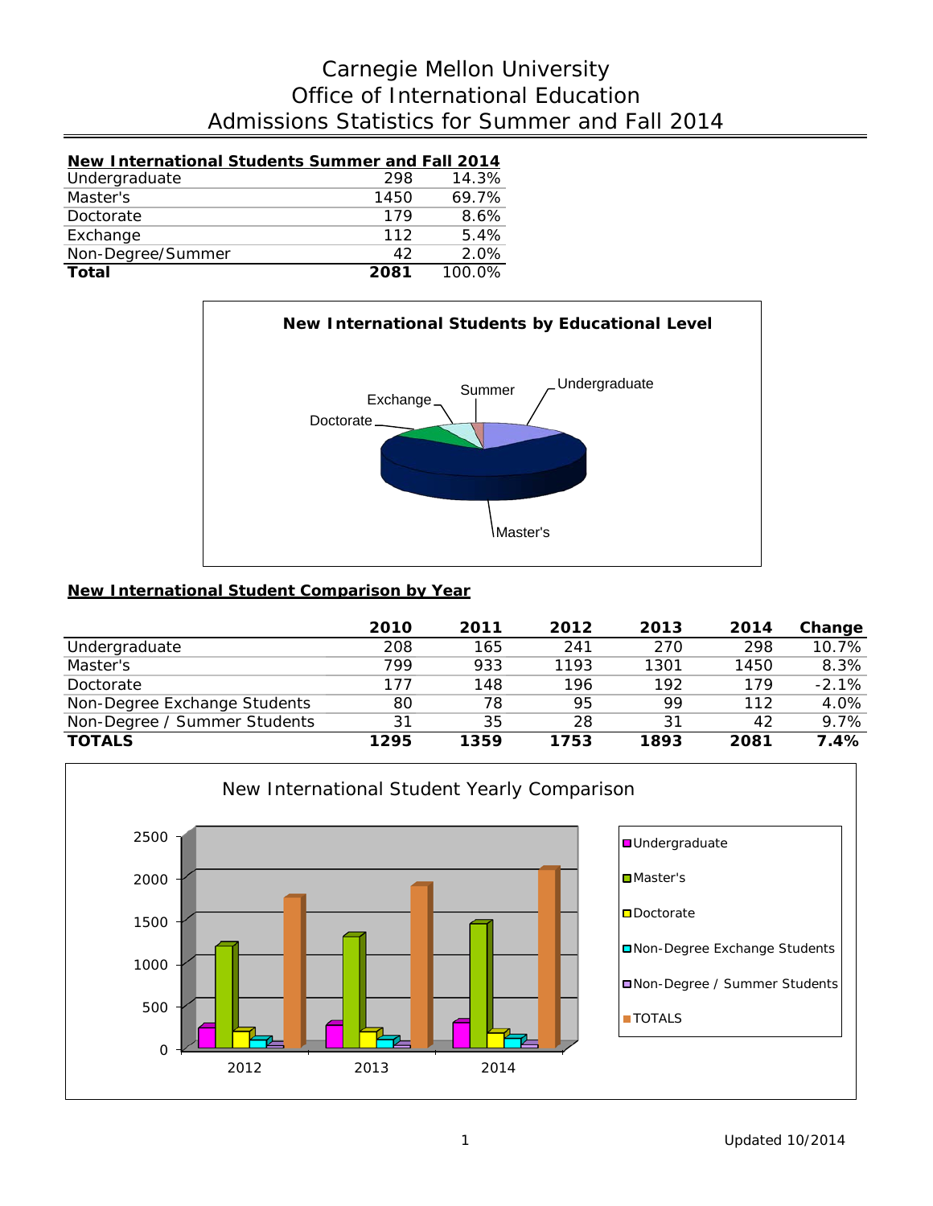# Carnegie Mellon University
# Office of International Education
# Admissions Statistics for Summer and Fall 2014

| New International Students Summer and Fall 2014 | | |
|---|---|---|
| Undergraduate | 298 | 14.3% |
| Master's | 1450 | 69.7% |
| Doctorate | 179 | 8.6% |
| Exchange | 112 | 5.4% |
| Non-Degree/Summer | 42 | 2.0% |
| **Total** | **2081** | 100.0% |

**New International Students by Educational Level**

Summer, Undergraduate, Exchange, Doctorate, Master's

## New International Student Comparison by Year

| | 2010 | 2011 | 2012 | 2013 | 2014 | Change |
|---|---|---|---|---|---|---|
| Undergraduate | 208 | 165 | 241 | 270 | 298 | 10.7% |
| Master's | 799 | 933 | 1193 | 1301 | 1450 | 8.3% |
| Doctorate | 177 | 148 | 196 | 192 | 179 | -2.1% |
| Non-Degree Exchange Students | 80 | 78 | 95 | 99 | 112 | 4.0% |
| Non-Degree / Summer Students | 31 | 35 | 28 | 31 | 42 | 9.7% |
| **TOTALS** | **1295** | **1359** | **1753** | **1893** | **2081** | **7.4%** |

New International Student Yearly Comparison

Updated 10/2014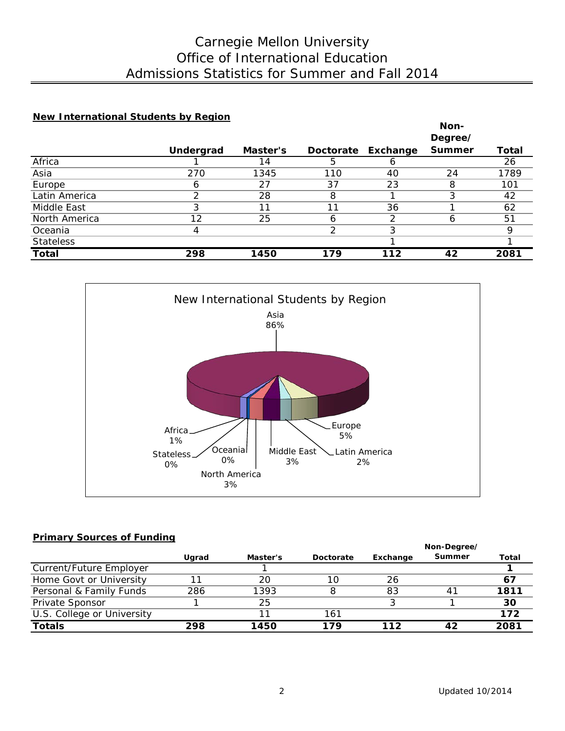# Carnegie Mellon University
# Office of International Education
# Admissions Statistics for Summer and Fall 2014

**New International Students by Region**

| | Undergrad | Master's | Doctorate | Exchange | Non-Degree/ Summer | Total |
|---|---|---|---|---|---|---|
| Africa | 1 | 14 | 5 | 6 | | 26 |
| Asia | 270 | 1345 | 110 | 40 | 24 | 1789 |
| Europe | 6 | 27 | 37 | 23 | 8 | 101 |
| Latin America | 2 | 28 | 8 | 1 | 3 | 42 |
| Middle East | 3 | 11 | 11 | 36 | 1 | 62 |
| North America | 12 | 25 | 6 | 2 | 6 | 51 |
| Oceania | 4 | | 2 | 3 | | 9 |
| Stateless | | | | 1 | | 1 |
| **Total** | **298** | **1450** | **179** | **112** | **42** | **2081** |

New International Students by Region

Asia 86%, Europe 5%, Latin America 2%, Middle East 3%, North America 3%, Oceania 0%, Stateless 0%, Africa 1%

**Primary Sources of Funding**

| | Ugrad | Master's | Doctorate | Exchange | Non-Degree/ Summer | Total |
|---|---|---|---|---|---|---|
| Current/Future Employer | | 1 | | | | **1** |
| Home Govt or University | 11 | 20 | 10 | 26 | | **67** |
| Personal & Family Funds | 286 | 1393 | 8 | 83 | 41 | **1811** |
| Private Sponsor | 1 | 25 | | 3 | 1 | **30** |
| U.S. College or University | | 11 | 161 | | | **172** |
| **Totals** | **298** | **1450** | **179** | **112** | **42** | **2081** |

Updated 10/2014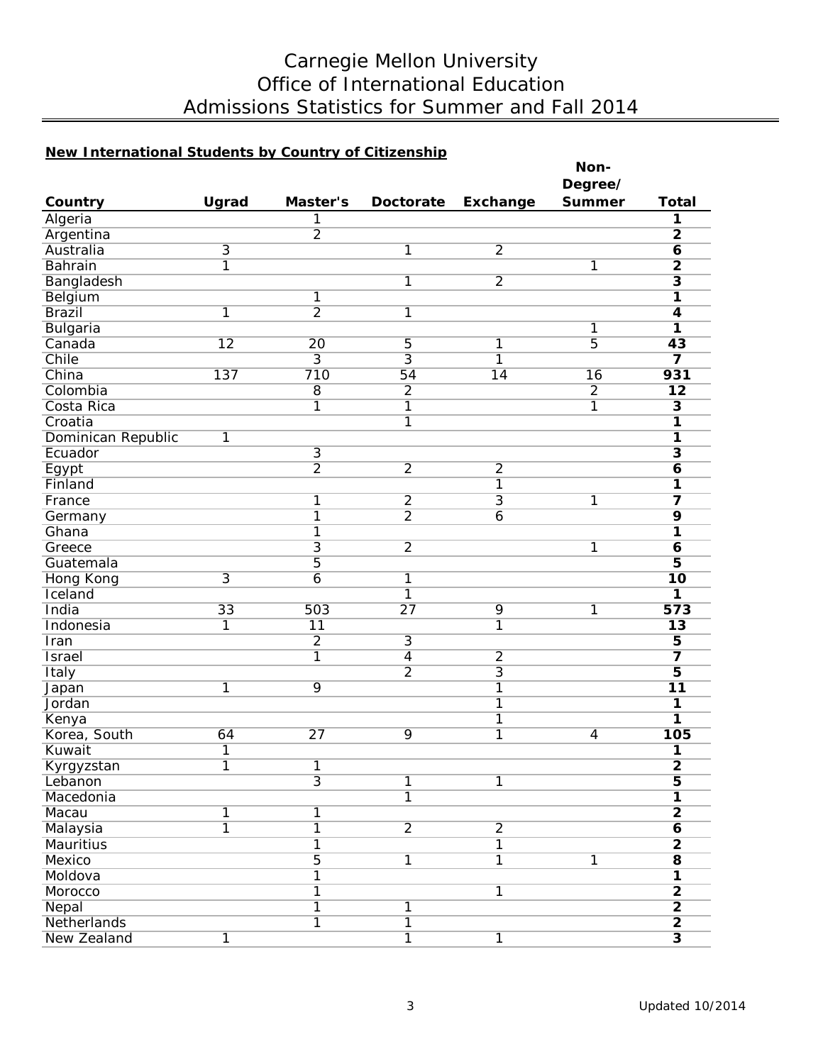# Carnegie Mellon University
# Office of International Education
# Admissions Statistics for Summer and Fall 2014

**New International Students by Country of Citizenship**

| Country | Ugrad | Master's | Doctorate | Exchange | Non-Degree/ Summer | Total |
|---|---|---|---|---|---|---|
| Algeria | | 1 | | | | **1** |
| Argentina | | 2 | | | | **2** |
| Australia | 3 | | 1 | 2 | | **6** |
| Bahrain | 1 | | | | 1 | **2** |
| Bangladesh | | | 1 | 2 | | **3** |
| Belgium | | 1 | | | | **1** |
| Brazil | 1 | 2 | 1 | | | **4** |
| Bulgaria | | | | | 1 | **1** |
| Canada | 12 | 20 | 5 | 1 | 5 | **43** |
| Chile | | 3 | 3 | 1 | | **7** |
| China | 137 | 710 | 54 | 14 | 16 | **931** |
| Colombia | | 8 | 2 | | 2 | **12** |
| Costa Rica | | 1 | 1 | | 1 | **3** |
| Croatia | | | 1 | | | **1** |
| Dominican Republic | 1 | | | | | **1** |
| Ecuador | | 3 | | | | **3** |
| Egypt | | 2 | 2 | 2 | | **6** |
| Finland | | | | 1 | | **1** |
| France | | 1 | 2 | 3 | 1 | **7** |
| Germany | | 1 | 2 | 6 | | **9** |
| Ghana | | 1 | | | | **1** |
| Greece | | 3 | 2 | | 1 | **6** |
| Guatemala | | 5 | | | | **5** |
| Hong Kong | 3 | 6 | 1 | | | **10** |
| Iceland | | | 1 | | | **1** |
| India | 33 | 503 | 27 | 9 | 1 | **573** |
| Indonesia | 1 | 11 | | 1 | | **13** |
| Iran | | 2 | 3 | | | **5** |
| Israel | | 1 | 4 | 2 | | **7** |
| Italy | | | 2 | 3 | | **5** |
| Japan | 1 | 9 | | 1 | | **11** |
| Jordan | | | | 1 | | **1** |
| Kenya | | | | 1 | | **1** |
| Korea, South | 64 | 27 | 9 | 1 | 4 | **105** |
| Kuwait | 1 | | | | | **1** |
| Kyrgyzstan | 1 | 1 | | | | **2** |
| Lebanon | | 3 | 1 | 1 | | **5** |
| Macedonia | | | 1 | | | **1** |
| Macau | 1 | 1 | | | | **2** |
| Malaysia | 1 | 1 | 2 | 2 | | **6** |
| Mauritius | | 1 | | 1 | | **2** |
| Mexico | | 5 | 1 | 1 | 1 | **8** |
| Moldova | | 1 | | | | **1** |
| Morocco | | 1 | | 1 | | **2** |
| Nepal | | 1 | 1 | | | **2** |
| Netherlands | | 1 | 1 | | | **2** |
| New Zealand | 1 | | 1 | 1 | | **3** |

Updated 10/2014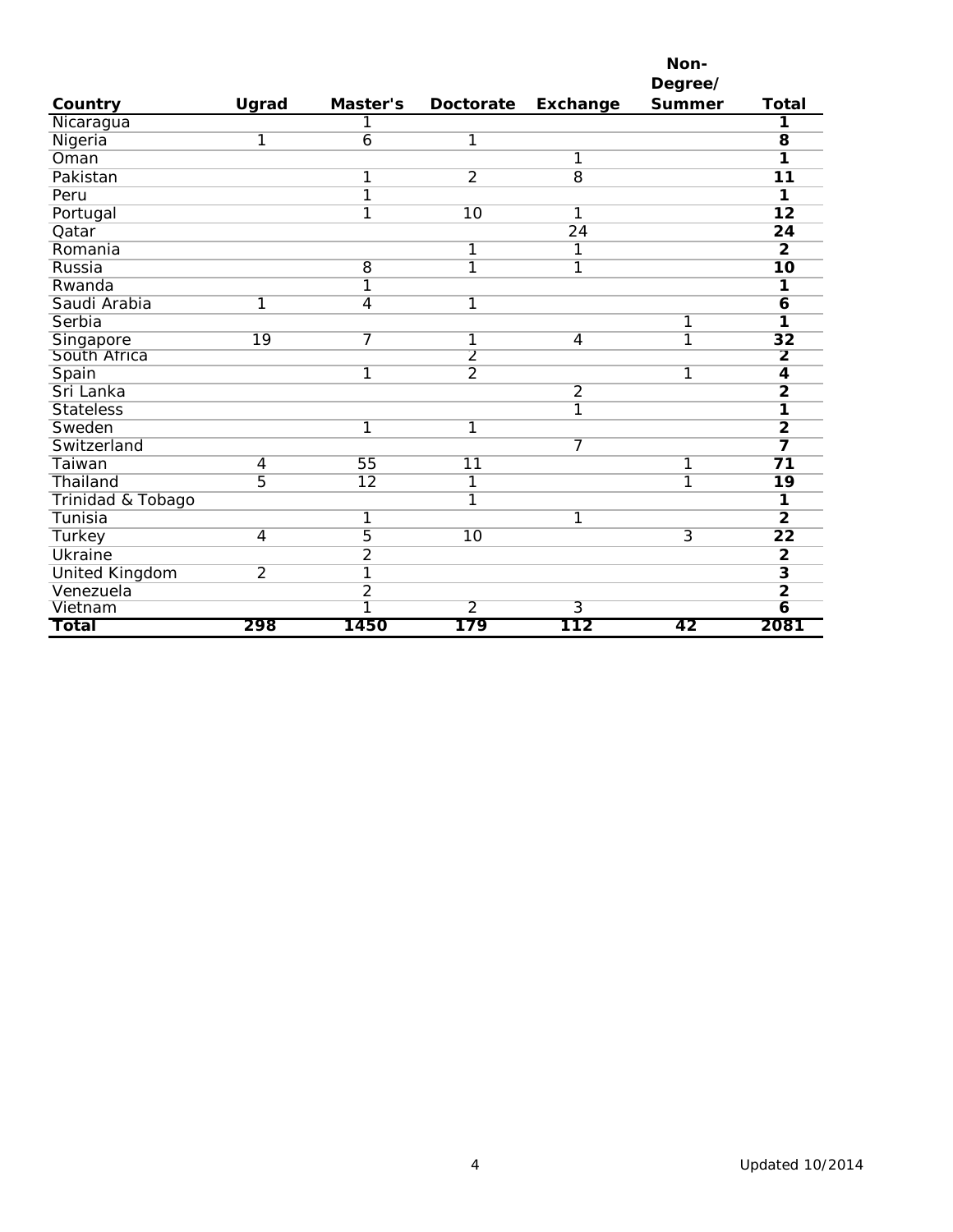| Country | Ugrad | Master's | Doctorate | Exchange | Non-Degree/ Summer | Total |
|---|---|---|---|---|---|---|
| Nicaragua | | 1 | | | | **1** |
| Nigeria | 1 | 6 | 1 | | | **8** |
| Oman | | | | 1 | | **1** |
| Pakistan | | 1 | 2 | 8 | | **11** |
| Peru | | 1 | | | | **1** |
| Portugal | | 1 | 10 | 1 | | **12** |
| Qatar | | | | 24 | | **24** |
| Romania | | | 1 | 1 | | **2** |
| Russia | | 8 | 1 | 1 | | **10** |
| Rwanda | | 1 | | | | **1** |
| Saudi Arabia | 1 | 4 | 1 | | | **6** |
| Serbia | | | | | 1 | **1** |
| Singapore | 19 | 7 | 1 | 4 | 1 | **32** |
| South Africa | | | 2 | | | **2** |
| Spain | | 1 | 2 | | 1 | **4** |
| Sri Lanka | | | | 2 | | **2** |
| Stateless | | | | 1 | | **1** |
| Sweden | | 1 | 1 | | | **2** |
| Switzerland | | | | 7 | | **7** |
| Taiwan | 4 | 55 | 11 | | 1 | **71** |
| Thailand | 5 | 12 | 1 | | 1 | **19** |
| Trinidad & Tobago | | | 1 | | | **1** |
| Tunisia | | 1 | | 1 | | **2** |
| Turkey | 4 | 5 | 10 | | 3 | **22** |
| Ukraine | | 2 | | | | **2** |
| United Kingdom | 2 | 1 | | | | **3** |
| Venezuela | | 2 | | | | **2** |
| Vietnam | | 1 | 2 | 3 | | **6** |
| **Total** | **298** | **1450** | **179** | **112** | **42** | **2081** |

Updated 10/2014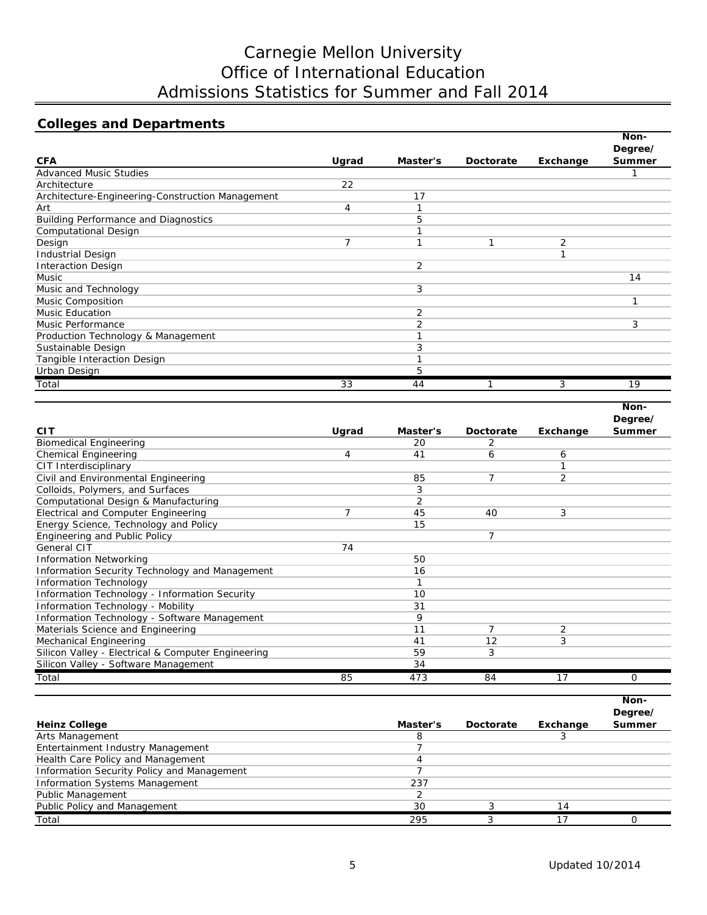# Carnegie Mellon University
# Office of International Education
# Admissions Statistics for Summer and Fall 2014

## Colleges and Departments

| CFA | Ugrad | Master's | Doctorate | Exchange | Non-Degree/ Summer |
|---|---|---|---|---|---|
| Advanced Music Studies | | | | | 1 |
| Architecture | 22 | | | | |
| Architecture-Engineering-Construction Management | | 17 | | | |
| Art | 4 | 1 | | | |
| Building Performance and Diagnostics | | 5 | | | |
| Computational Design | | 1 | | | |
| Design | 7 | 1 | 1 | 2 | |
| Industrial Design | | | | 1 | |
| Interaction Design | | 2 | | | |
| Music | | | | | 14 |
| Music and Technology | | 3 | | | |
| Music Composition | | | | | 1 |
| Music Education | | 2 | | | |
| Music Performance | | 2 | | | 3 |
| Production Technology & Management | | 1 | | | |
| Sustainable Design | | 3 | | | |
| Tangible Interaction Design | | 1 | | | |
| Urban Design | | 5 | | | |
| Total | 33 | 44 | 1 | 3 | 19 |

| CIT | Ugrad | Master's | Doctorate | Exchange | Non-Degree/ Summer |
|---|---|---|---|---|---|
| Biomedical Engineering | | 20 | 2 | | |
| Chemical Engineering | 4 | 41 | 6 | 6 | |
| CIT Interdisciplinary | | | | 1 | |
| Civil and Environmental Engineering | | 85 | 7 | 2 | |
| Colloids, Polymers, and Surfaces | | 3 | | | |
| Computational Design & Manufacturing | | 2 | | | |
| Electrical and Computer Engineering | 7 | 45 | 40 | 3 | |
| Energy Science, Technology and Policy | | 15 | | | |
| Engineering and Public Policy | | | 7 | | |
| General CIT | 74 | | | | |
| Information Networking | | 50 | | | |
| Information Security Technology and Management | | 16 | | | |
| Information Technology | | 1 | | | |
| Information Technology - Information Security | | 10 | | | |
| Information Technology - Mobility | | 31 | | | |
| Information Technology - Software Management | | 9 | | | |
| Materials Science and Engineering | | 11 | 7 | 2 | |
| Mechanical Engineering | | 41 | 12 | 3 | |
| Silicon Valley - Electrical & Computer Engineering | | 59 | 3 | | |
| Silicon Valley - Software Management | | 34 | | | |
| Total | 85 | 473 | 84 | 17 | 0 |

| Heinz College | Master's | Doctorate | Exchange | Non-Degree/ Summer |
|---|---|---|---|---|
| Arts Management | 8 | | 3 | |
| Entertainment Industry Management | 7 | | | |
| Health Care Policy and Management | 4 | | | |
| Information Security Policy and Management | 7 | | | |
| Information Systems Management | 237 | | | |
| Public Management | 2 | | | |
| Public Policy and Management | 30 | 3 | 14 | |
| Total | 295 | 3 | 17 | 0 |

Updated 10/2014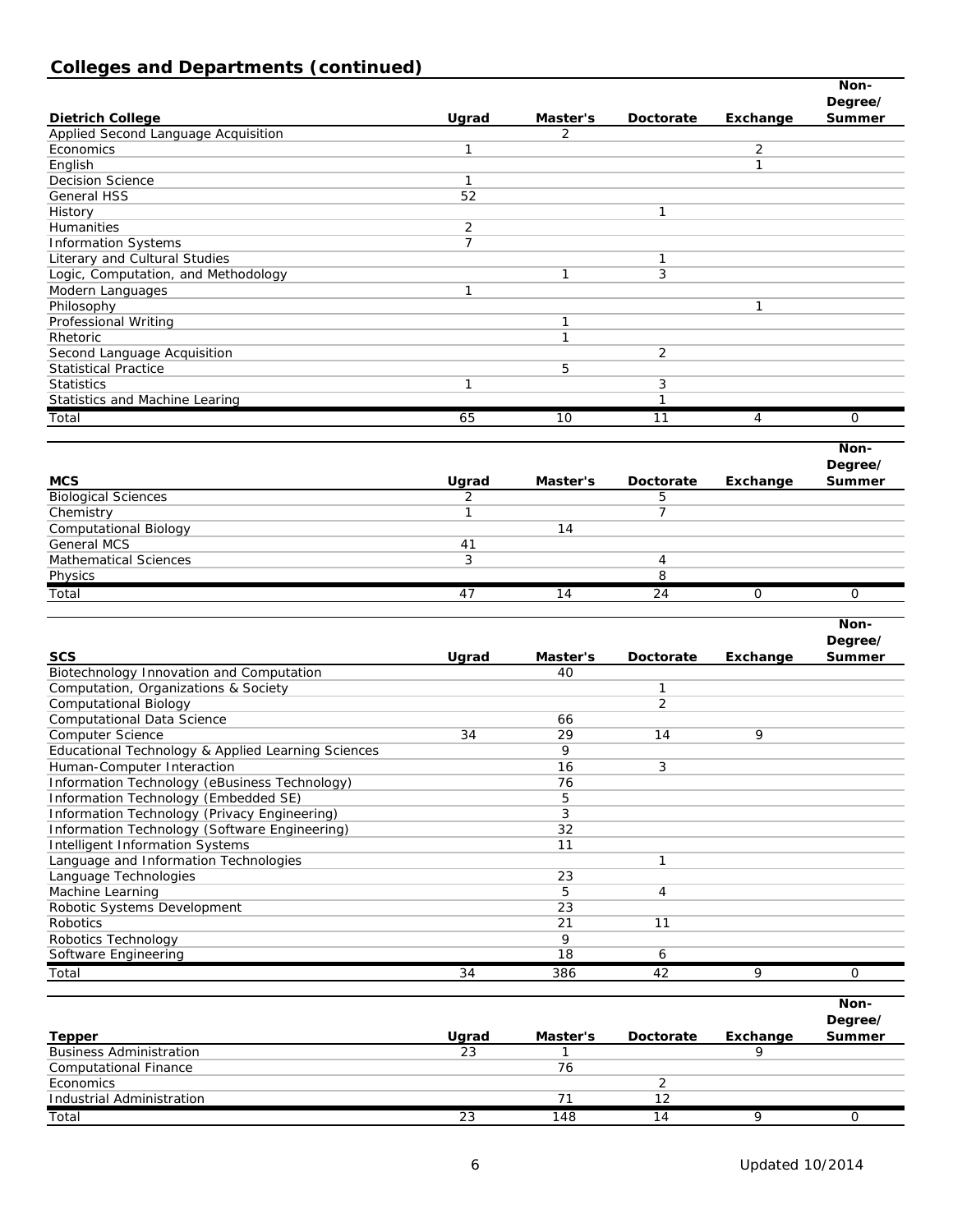## Colleges and Departments (continued)

| Dietrich College | Ugrad | Master's | Doctorate | Exchange | Non-Degree/ Summer |
|---|---|---|---|---|---|
| Applied Second Language Acquisition | | 2 | | | |
| Economics | 1 | | | 2 | |
| English | | | | 1 | |
| Decision Science | 1 | | | | |
| General HSS | 52 | | | | |
| History | | | 1 | | |
| Humanities | 2 | | | | |
| Information Systems | 7 | | | | |
| Literary and Cultural Studies | | | 1 | | |
| Logic, Computation, and Methodology | | 1 | 3 | | |
| Modern Languages | 1 | | | | |
| Philosophy | | | | 1 | |
| Professional Writing | | 1 | | | |
| Rhetoric | | 1 | | | |
| Second Language Acquisition | | | 2 | | |
| Statistical Practice | | 5 | | | |
| Statistics | 1 | | 3 | | |
| Statistics and Machine Learing | | | 1 | | |
| Total | 65 | 10 | 11 | 4 | 0 |

| MCS | Ugrad | Master's | Doctorate | Exchange | Non-Degree/ Summer |
|---|---|---|---|---|---|
| Biological Sciences | 2 | | 5 | | |
| Chemistry | 1 | | 7 | | |
| Computational Biology | | 14 | | | |
| General MCS | 41 | | | | |
| Mathematical Sciences | 3 | | 4 | | |
| Physics | | | 8 | | |
| Total | 47 | 14 | 24 | 0 | 0 |

| SCS | Ugrad | Master's | Doctorate | Exchange | Non-Degree/ Summer |
|---|---|---|---|---|---|
| Biotechnology Innovation and Computation | | 40 | | | |
| Computation, Organizations & Society | | | 1 | | |
| Computational Biology | | | 2 | | |
| Computational Data Science | | 66 | | | |
| Computer Science | 34 | 29 | 14 | 9 | |
| Educational Technology & Applied Learning Sciences | | 9 | | | |
| Human-Computer Interaction | | 16 | 3 | | |
| Information Technology (eBusiness Technology) | | 76 | | | |
| Information Technology (Embedded SE) | | 5 | | | |
| Information Technology (Privacy Engineering) | | 3 | | | |
| Information Technology (Software Engineering) | | 32 | | | |
| Intelligent Information Systems | | 11 | | | |
| Language and Information Technologies | | | 1 | | |
| Language Technologies | | 23 | | | |
| Machine Learning | | 5 | 4 | | |
| Robotic Systems Development | | 23 | | | |
| Robotics | | 21 | 11 | | |
| Robotics Technology | | 9 | | | |
| Software Engineering | | 18 | 6 | | |
| Total | 34 | 386 | 42 | 9 | 0 |

| Tepper | Ugrad | Master's | Doctorate | Exchange | Non-Degree/ Summer |
|---|---|---|---|---|---|
| Business Administration | 23 | 1 | | 9 | |
| Computational Finance | | 76 | | | |
| Economics | | | 2 | | |
| Industrial Administration | | 71 | 12 | | |
| Total | 23 | 148 | 14 | 9 | 0 |

Updated 10/2014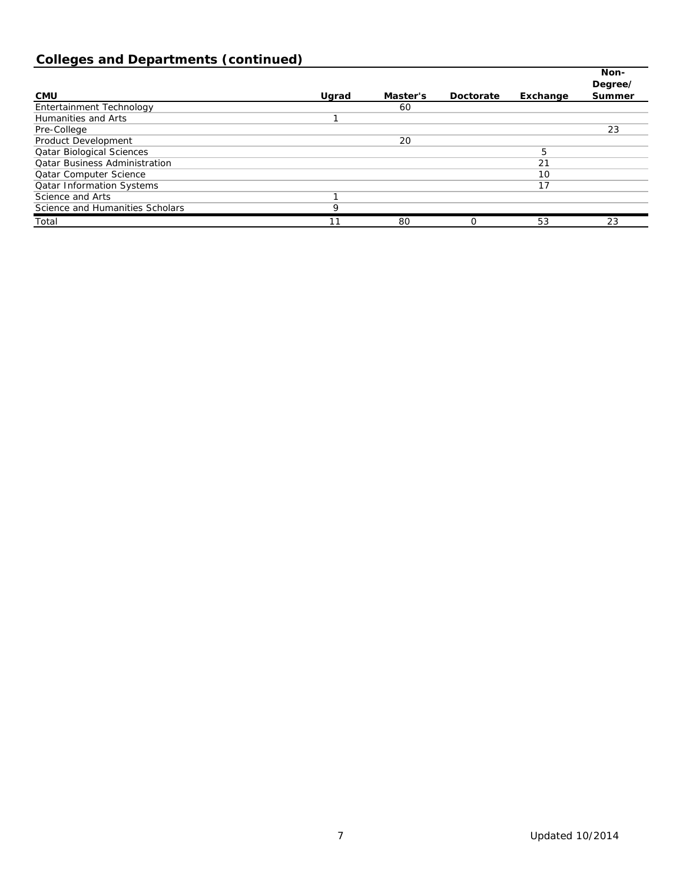## Colleges and Departments (continued)

| CMU | Ugrad | Master's | Doctorate | Exchange | Non-Degree/ Summer |
|---|---|---|---|---|---|
| Entertainment Technology | | 60 | | | |
| Humanities and Arts | 1 | | | | |
| Pre-College | | | | | 23 |
| Product Development | | 20 | | | |
| Qatar Biological Sciences | | | | 5 | |
| Qatar Business Administration | | | | 21 | |
| Qatar Computer Science | | | | 10 | |
| Qatar Information Systems | | | | 17 | |
| Science and Arts | 1 | | | | |
| Science and Humanities Scholars | 9 | | | | |
| Total | 11 | 80 | 0 | 53 | 23 |

Updated 10/2014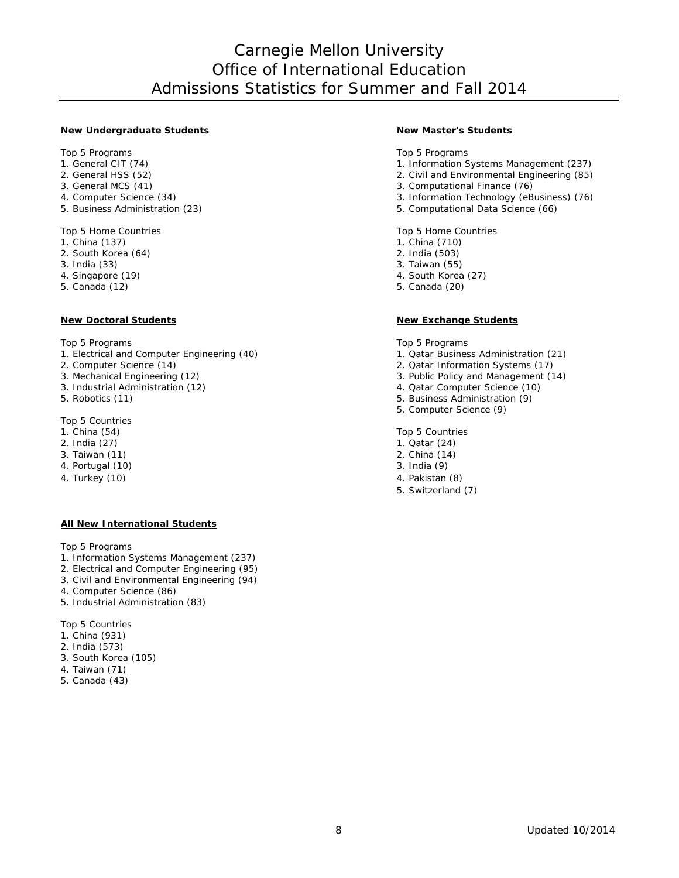# Carnegie Mellon University
# Office of International Education
# Admissions Statistics for Summer and Fall 2014

**New Undergraduate Students**

Top 5 Programs
1. General CIT (74)
2. General HSS (52)
3. General MCS (41)
4. Computer Science (34)
5. Business Administration (23)

Top 5 Home Countries
1. China (137)
2. South Korea (64)
3. India (33)
4. Singapore (19)
5. Canada (12)

**New Doctoral Students**

Top 5 Programs
1. Electrical and Computer Engineering (40)
2. Computer Science (14)
3. Mechanical Engineering (12)
3. Industrial Administration (12)
5. Robotics (11)

Top 5 Countries
1. China (54)
2. India (27)
3. Taiwan (11)
4. Portugal (10)
4. Turkey (10)

**All New International Students**

Top 5 Programs
1. Information Systems Management (237)
2. Electrical and Computer Engineering (95)
3. Civil and Environmental Engineering (94)
4. Computer Science (86)
5. Industrial Administration (83)

Top 5 Countries
1. China (931)
2. India (573)
3. South Korea (105)
4. Taiwan (71)
5. Canada (43)

**New Master's Students**

Top 5 Programs
1. Information Systems Management (237)
2. Civil and Environmental Engineering (85)
3. Computational Finance (76)
3. Information Technology (eBusiness) (76)
5. Computational Data Science (66)

Top 5 Home Countries
1. China (710)
2. India (503)
3. Taiwan (55)
4. South Korea (27)
5. Canada (20)

**New Exchange Students**

Top 5 Programs
1. Qatar Business Administration (21)
2. Qatar Information Systems (17)
3. Public Policy and Management (14)
4. Qatar Computer Science (10)
5. Business Administration (9)
5. Computer Science (9)

Top 5 Countries
1. Qatar (24)
2. China (14)
3. India (9)
4. Pakistan (8)
5. Switzerland (7)

Updated 10/2014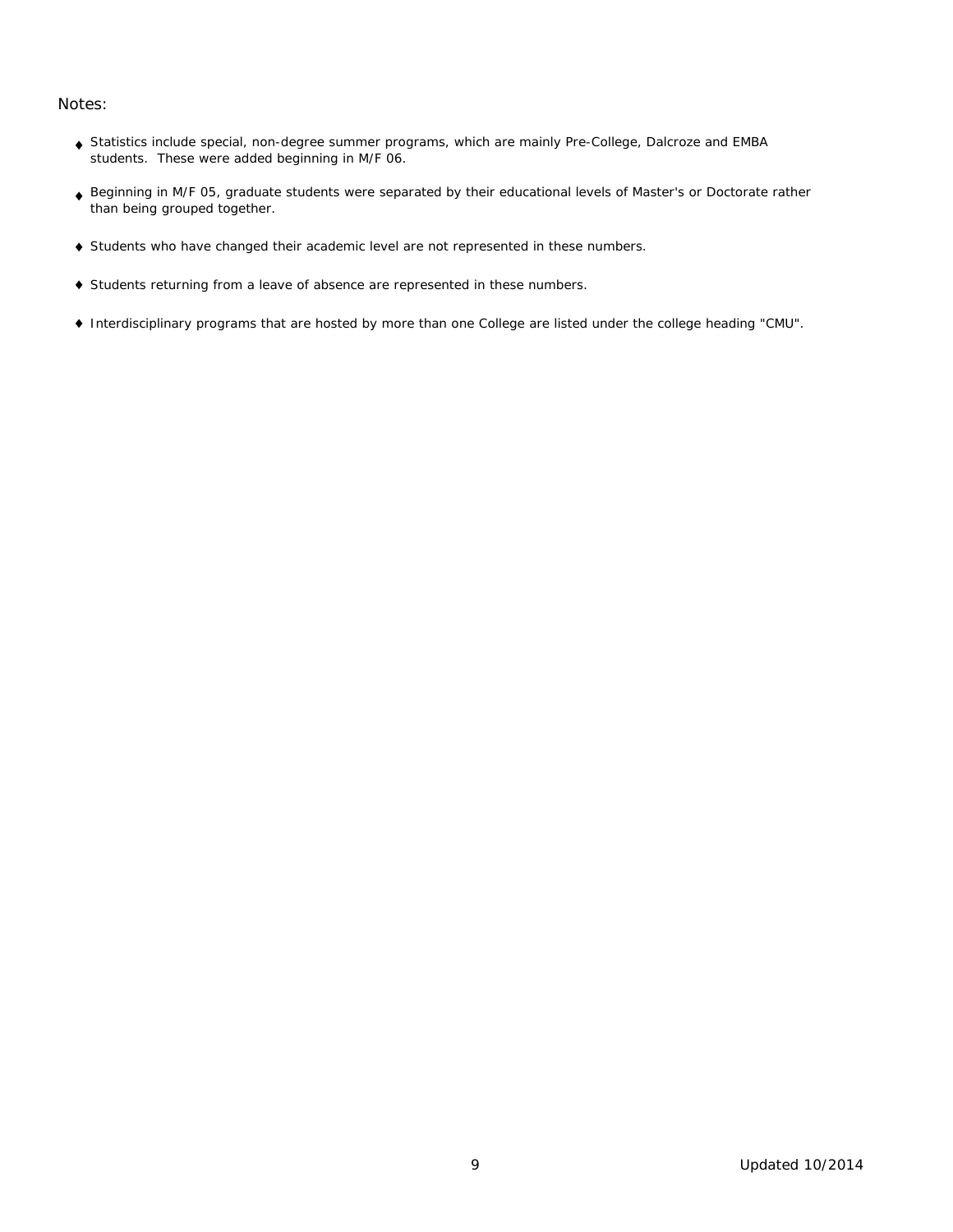Notes:

- Statistics include special, non-degree summer programs, which are mainly Pre-College, Dalcroze and EMBA students. These were added beginning in M/F 06.
- Beginning in M/F 05, graduate students were separated by their educational levels of Master's or Doctorate rather than being grouped together.
- Students who have changed their academic level are not represented in these numbers.
- Students returning from a leave of absence are represented in these numbers.
- Interdisciplinary programs that are hosted by more than one College are listed under the college heading "CMU".

Updated 10/2014